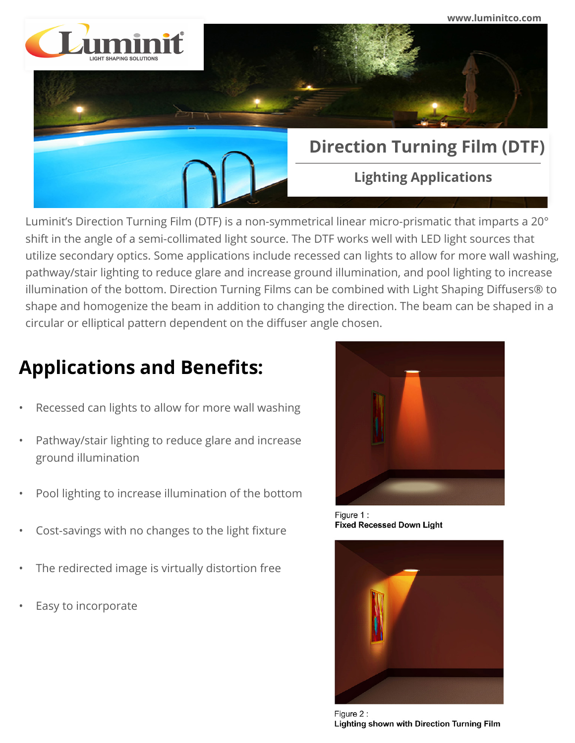# Direction Turning Film (DTF)

## Lighting Applications

Luminit's Direction Turning Film (DTF) is a non-symmetrical linear micro-prismatic that imparts a 20° shift in the angle of a semi-collimated light source. The DTF works well with LED light sources that utilize secondary optics. Some applications include recessed can lights to allow for more wall washing, pathway/stair lighting to reduce glare and increase ground illumination, and pool lighting to increase illumination of the bottom. Direction Turning Films can be combined with Light Shaping Diffusers® to shape and homogenize the beam in addition to changing the direction. The beam can be shaped in a circular or elliptical pattern dependent on the diffuser angle chosen.

## Applications and Benefits:

- Recessed can lights to allow for more wall washing
- Pathway/stair lighting to reduce glare and increase ground illumination
- Pool lighting to increase illumination of the bottom
- Cost-savings with no changes to the light fixture
- The redirected image is virtually distortion free
- Easy to incorporate

Figure 1 :
**Fixed Recessed Down Light**

Figure 2 :
**Lighting shown with Direction Turning Film**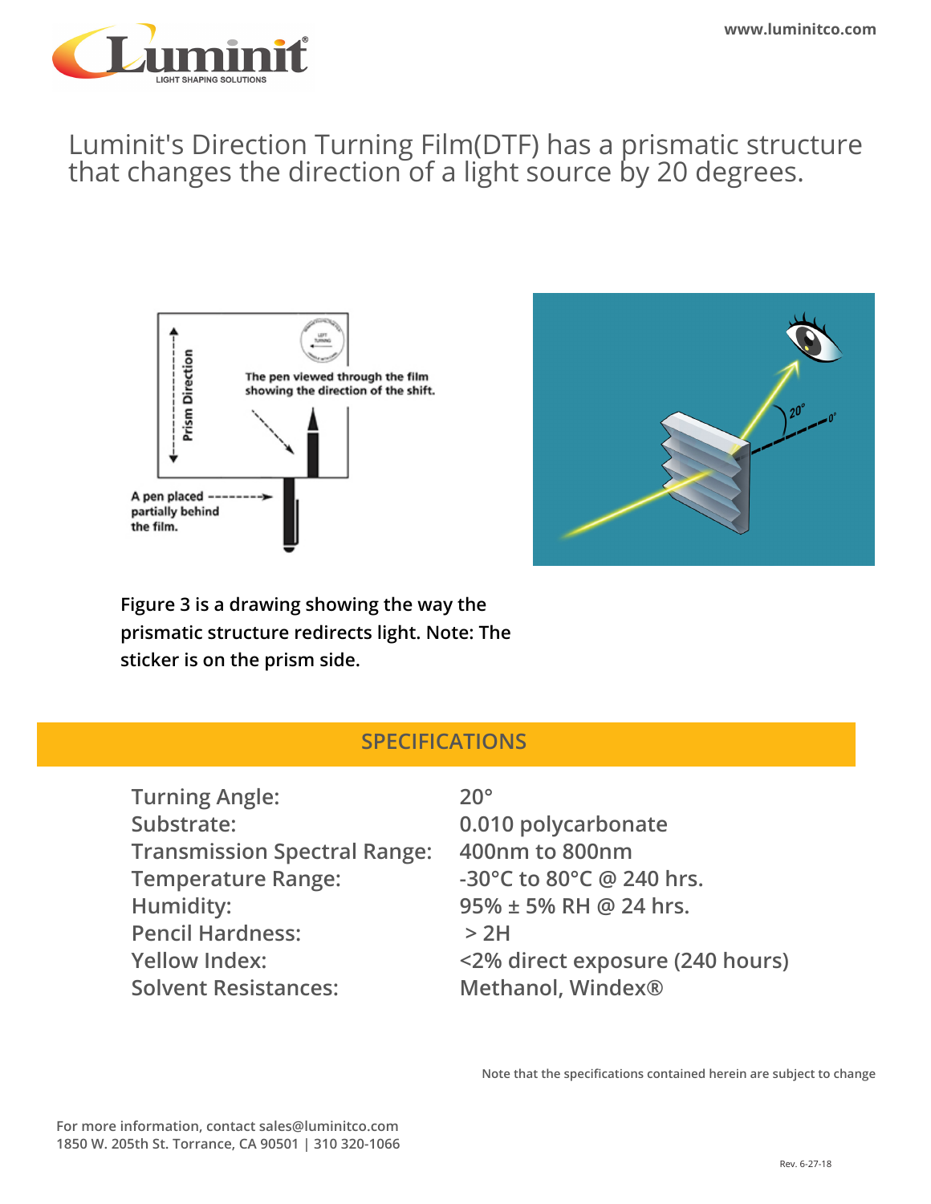Luminit's Direction Turning Film(DTF) has a prismatic structure that changes the direction of a light source by 20 degrees.

Prism Direction

The pen viewed through the film showing the direction of the shift.

A pen placed partially behind the film.

20°

0°

**Figure 3 is a drawing showing the way the prismatic structure redirects light. Note: The sticker is on the prism side.**

## SPECIFICATIONS

| | |
|---|---|
| Turning Angle: | 20° |
| Substrate: | 0.010 polycarbonate |
| Transmission Spectral Range: | 400nm to 800nm |
| Temperature Range: | -30°C to 80°C @ 240 hrs. |
| Humidity: | 95% ± 5% RH @ 24 hrs. |
| Pencil Hardness: | > 2H |
| Yellow Index: | <2% direct exposure (240 hours) |
| Solvent Resistances: | Methanol, Windex® |

Note that the specifications contained herein are subject to change

For more information, contact sales@luminitco.com
1850 W. 205th St. Torrance, CA 90501 | 310 320-1066

Rev. 6-27-18